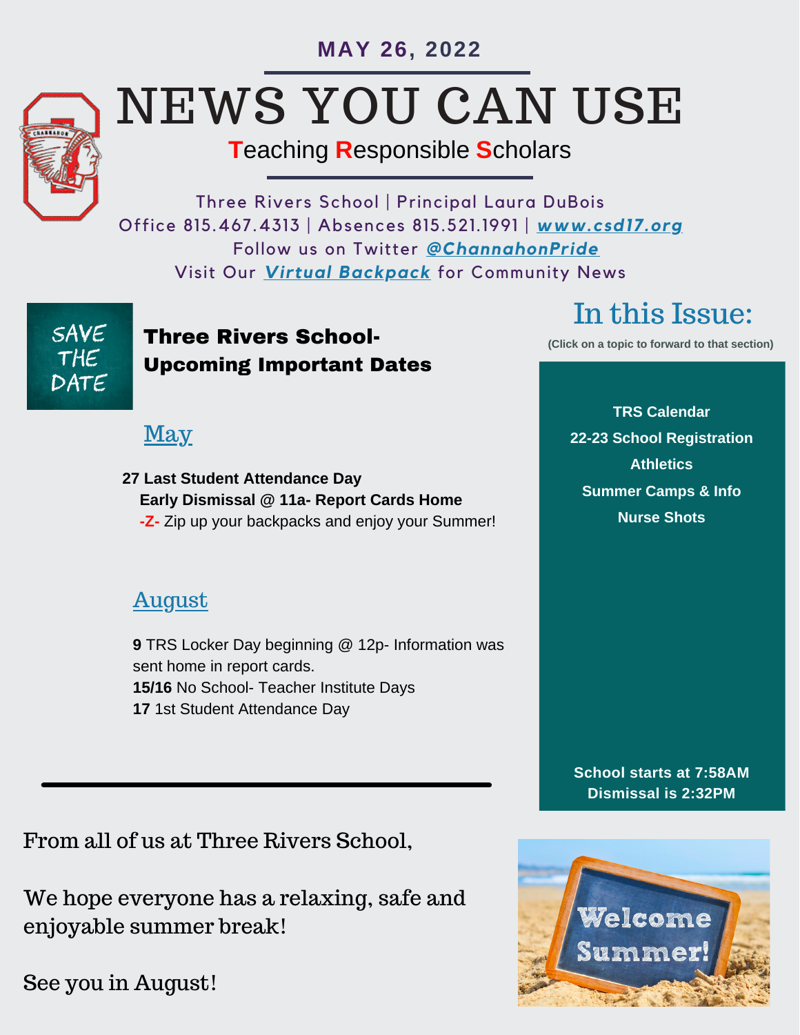**MAY 26, 2022**

# NEWS YOU CAN USE

**T**eaching **R**esponsible **S**cholars

Three Rivers School | Principal Laura DuBois
Office 815.467.4313 | Absences 815.521.1991 | ***www.csd17.org***
Follow us on Twitter ***@ChannahonPride***
Visit Our ***Virtual Backpack*** for Community News

SAVE THE DATE

## Three Rivers School- Upcoming Important Dates

### May

**27 Last Student Attendance Day**
**Early Dismissal @ 11a- Report Cards Home**
**-Z-** Zip up your backpacks and enjoy your Summer!

### August

**9** TRS Locker Day beginning @ 12p- Information was sent home in report cards.
**15/16** No School- Teacher Institute Days
**17** 1st Student Attendance Day

## In this Issue:

**(Click on a topic to forward to that section)**

- **TRS Calendar**
- **22-23 School Registration**
- **Athletics**
- **Summer Camps & Info**
- **Nurse Shots**

**School starts at 7:58AM**
**Dismissal is 2:32PM**

---

From all of us at Three Rivers School,

We hope everyone has a relaxing, safe and enjoyable summer break!

See you in August!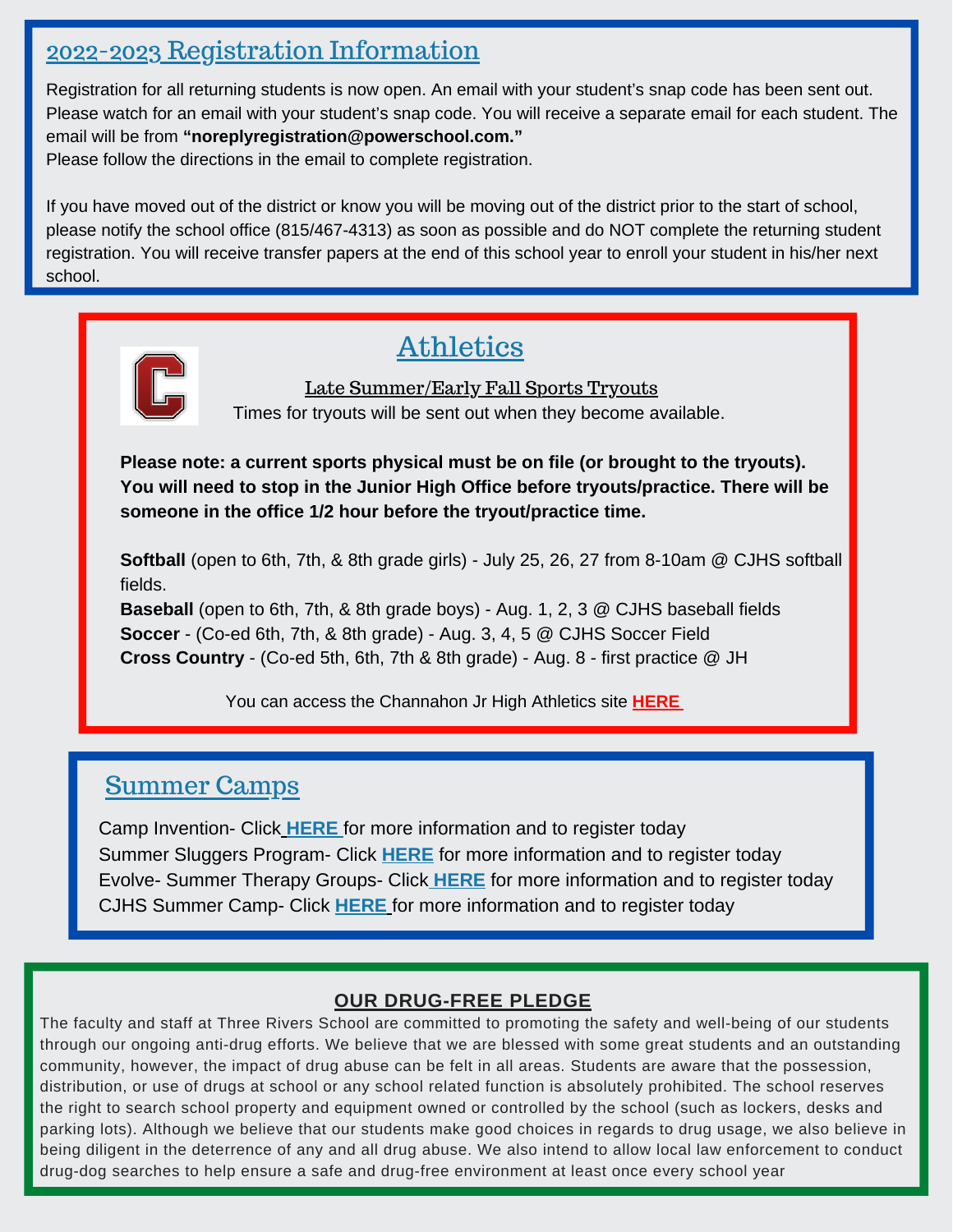## 2022-2023 Registration Information

Registration for all returning students is now open. An email with your student's snap code has been sent out. Please watch for an email with your student's snap code. You will receive a separate email for each student. The email will be from **"noreplyregistration@powerschool.com."**
Please follow the directions in the email to complete registration.

If you have moved out of the district or know you will be moving out of the district prior to the start of school, please notify the school office (815/467-4313) as soon as possible and do NOT complete the returning student registration. You will receive transfer papers at the end of this school year to enroll your student in his/her next school.

## Athletics

### Late Summer/Early Fall Sports Tryouts

Times for tryouts will be sent out when they become available.

**Please note: a current sports physical must be on file (or brought to the tryouts). You will need to stop in the Junior High Office before tryouts/practice. There will be someone in the office 1/2 hour before the tryout/practice time.**

**Softball** (open to 6th, 7th, & 8th grade girls) - July 25, 26, 27 from 8-10am @ CJHS softball fields.
**Baseball** (open to 6th, 7th, & 8th grade boys) - Aug. 1, 2, 3 @ CJHS baseball fields
**Soccer** - (Co-ed 6th, 7th, & 8th grade) - Aug. 3, 4, 5 @ CJHS Soccer Field
**Cross Country** - (Co-ed 5th, 6th, 7th & 8th grade) - Aug. 8 - first practice @ JH

You can access the Channahon Jr High Athletics site **HERE**

## Summer Camps

Camp Invention- Click **HERE** for more information and to register today
Summer Sluggers Program- Click **HERE** for more information and to register today
Evolve- Summer Therapy Groups- Click **HERE** for more information and to register today
CJHS Summer Camp- Click **HERE** for more information and to register today

### OUR DRUG-FREE PLEDGE

The faculty and staff at Three Rivers School are committed to promoting the safety and well-being of our students through our ongoing anti-drug efforts. We believe that we are blessed with some great students and an outstanding community, however, the impact of drug abuse can be felt in all areas. Students are aware that the possession, distribution, or use of drugs at school or any school related function is absolutely prohibited. The school reserves the right to search school property and equipment owned or controlled by the school (such as lockers, desks and parking lots). Although we believe that our students make good choices in regards to drug usage, we also believe in being diligent in the deterrence of any and all drug abuse. We also intend to allow local law enforcement to conduct drug-dog searches to help ensure a safe and drug-free environment at least once every school year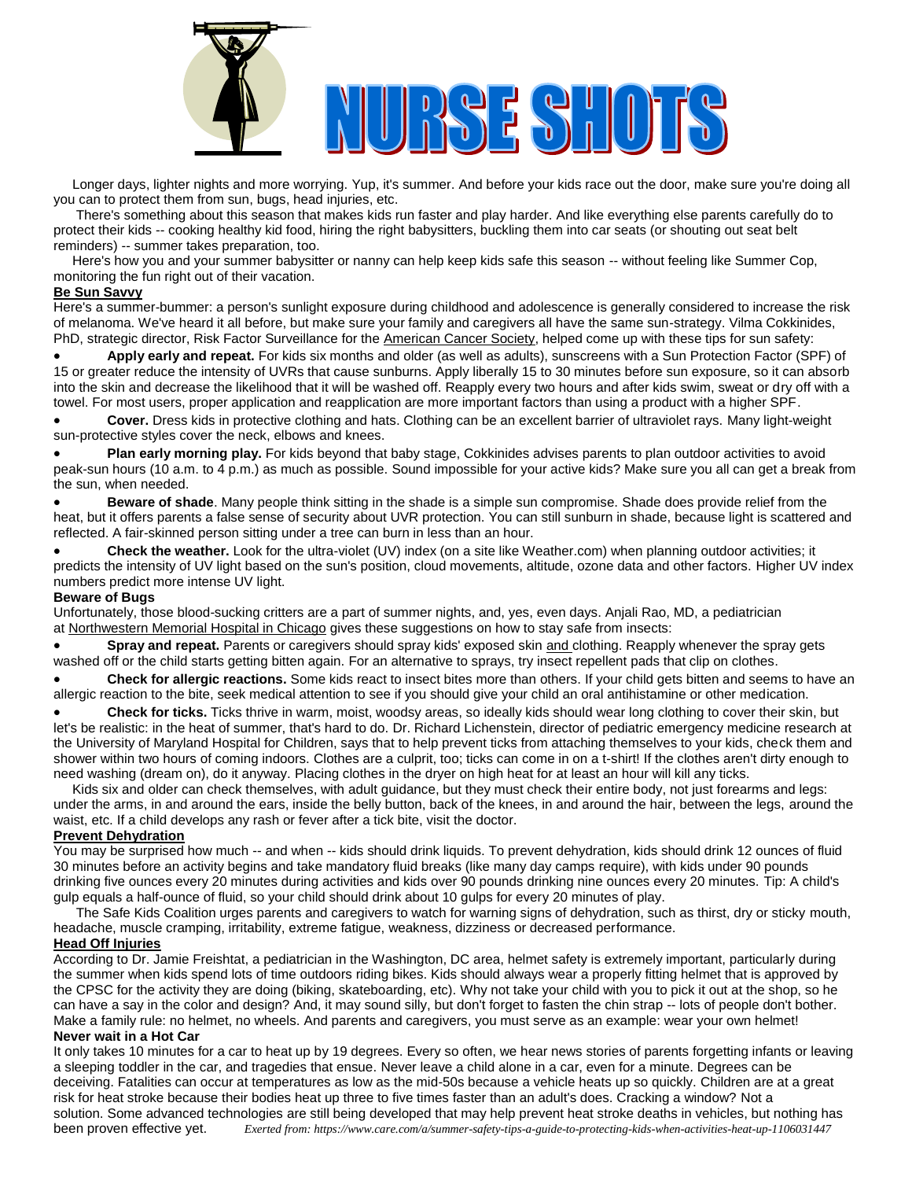// NURSE SHOTS

Longer days, lighter nights and more worrying. Yup, it's summer. And before your kids race out the door, make sure you're doing all you can to protect them from sun, bugs, head injuries, etc.

There's something about this season that makes kids run faster and play harder. And like everything else parents carefully do to protect their kids -- cooking healthy kid food, hiring the right babysitters, buckling them into car seats (or shouting out seat belt reminders) -- summer takes preparation, too.

Here's how you and your summer babysitter or nanny can help keep kids safe this season -- without feeling like Summer Cop, monitoring the fun right out of their vacation.

## Be Sun Savvy

Here's a summer-bummer: a person's sunlight exposure during childhood and adolescence is generally considered to increase the risk of melanoma. We've heard it all before, but make sure your family and caregivers all have the same sun-strategy. Vilma Cokkinides, PhD, strategic director, Risk Factor Surveillance for the American Cancer Society, helped come up with these tips for sun safety:

- **Apply early and repeat.** For kids six months and older (as well as adults), sunscreens with a Sun Protection Factor (SPF) of 15 or greater reduce the intensity of UVRs that cause sunburns. Apply liberally 15 to 30 minutes before sun exposure, so it can absorb into the skin and decrease the likelihood that it will be washed off. Reapply every two hours and after kids swim, sweat or dry off with a towel. For most users, proper application and reapplication are more important factors than using a product with a higher SPF.
- **Cover.** Dress kids in protective clothing and hats. Clothing can be an excellent barrier of ultraviolet rays. Many light-weight sun-protective styles cover the neck, elbows and knees.
- **Plan early morning play.** For kids beyond that baby stage, Cokkinides advises parents to plan outdoor activities to avoid peak-sun hours (10 a.m. to 4 p.m.) as much as possible. Sound impossible for your active kids? Make sure you all can get a break from the sun, when needed.
- **Beware of shade**. Many people think sitting in the shade is a simple sun compromise. Shade does provide relief from the heat, but it offers parents a false sense of security about UVR protection. You can still sunburn in shade, because light is scattered and reflected. A fair-skinned person sitting under a tree can burn in less than an hour.
- **Check the weather.** Look for the ultra-violet (UV) index (on a site like Weather.com) when planning outdoor activities; it predicts the intensity of UV light based on the sun's position, cloud movements, altitude, ozone data and other factors. Higher UV index numbers predict more intense UV light.

## Beware of Bugs

Unfortunately, those blood-sucking critters are a part of summer nights, and, yes, even days. Anjali Rao, MD, a pediatrician at Northwestern Memorial Hospital in Chicago gives these suggestions on how to stay safe from insects:

- **Spray and repeat.** Parents or caregivers should spray kids' exposed skin and clothing. Reapply whenever the spray gets washed off or the child starts getting bitten again. For an alternative to sprays, try insect repellent pads that clip on clothes.
- **Check for allergic reactions.** Some kids react to insect bites more than others. If your child gets bitten and seems to have an allergic reaction to the bite, seek medical attention to see if you should give your child an oral antihistamine or other medication.
- **Check for ticks.** Ticks thrive in warm, moist, woodsy areas, so ideally kids should wear long clothing to cover their skin, but let's be realistic: in the heat of summer, that's hard to do. Dr. Richard Lichenstein, director of pediatric emergency medicine research at the University of Maryland Hospital for Children, says that to help prevent ticks from attaching themselves to your kids, check them and shower within two hours of coming indoors. Clothes are a culprit, too; ticks can come in on a t-shirt! If the clothes aren't dirty enough to need washing (dream on), do it anyway. Placing clothes in the dryer on high heat for at least an hour will kill any ticks.

Kids six and older can check themselves, with adult guidance, but they must check their entire body, not just forearms and legs: under the arms, in and around the ears, inside the belly button, back of the knees, in and around the hair, between the legs, around the waist, etc. If a child develops any rash or fever after a tick bite, visit the doctor.

## Prevent Dehydration

You may be surprised how much -- and when -- kids should drink liquids. To prevent dehydration, kids should drink 12 ounces of fluid 30 minutes before an activity begins and take mandatory fluid breaks (like many day camps require), with kids under 90 pounds drinking five ounces every 20 minutes during activities and kids over 90 pounds drinking nine ounces every 20 minutes. Tip: A child's gulp equals a half-ounce of fluid, so your child should drink about 10 gulps for every 20 minutes of play.

The Safe Kids Coalition urges parents and caregivers to watch for warning signs of dehydration, such as thirst, dry or sticky mouth, headache, muscle cramping, irritability, extreme fatigue, weakness, dizziness or decreased performance.

## Head Off Injuries

According to Dr. Jamie Freishtat, a pediatrician in the Washington, DC area, helmet safety is extremely important, particularly during the summer when kids spend lots of time outdoors riding bikes. Kids should always wear a properly fitting helmet that is approved by the CPSC for the activity they are doing (biking, skateboarding, etc). Why not take your child with you to pick it out at the shop, so he can have a say in the color and design? And, it may sound silly, but don't forget to fasten the chin strap -- lots of people don't bother. Make a family rule: no helmet, no wheels. And parents and caregivers, you must serve as an example: wear your own helmet!

## Never wait in a Hot Car

It only takes 10 minutes for a car to heat up by 19 degrees. Every so often, we hear news stories of parents forgetting infants or leaving a sleeping toddler in the car, and tragedies that ensue. Never leave a child alone in a car, even for a minute. Degrees can be deceiving. Fatalities can occur at temperatures as low as the mid-50s because a vehicle heats up so quickly. Children are at a great risk for heat stroke because their bodies heat up three to five times faster than an adult's does. Cracking a window? Not a solution. Some advanced technologies are still being developed that may help prevent heat stroke deaths in vehicles, but nothing has been proven effective yet.

*Exerted from: https://www.care.com/a/summer-safety-tips-a-guide-to-protecting-kids-when-activities-heat-up-1106031447*